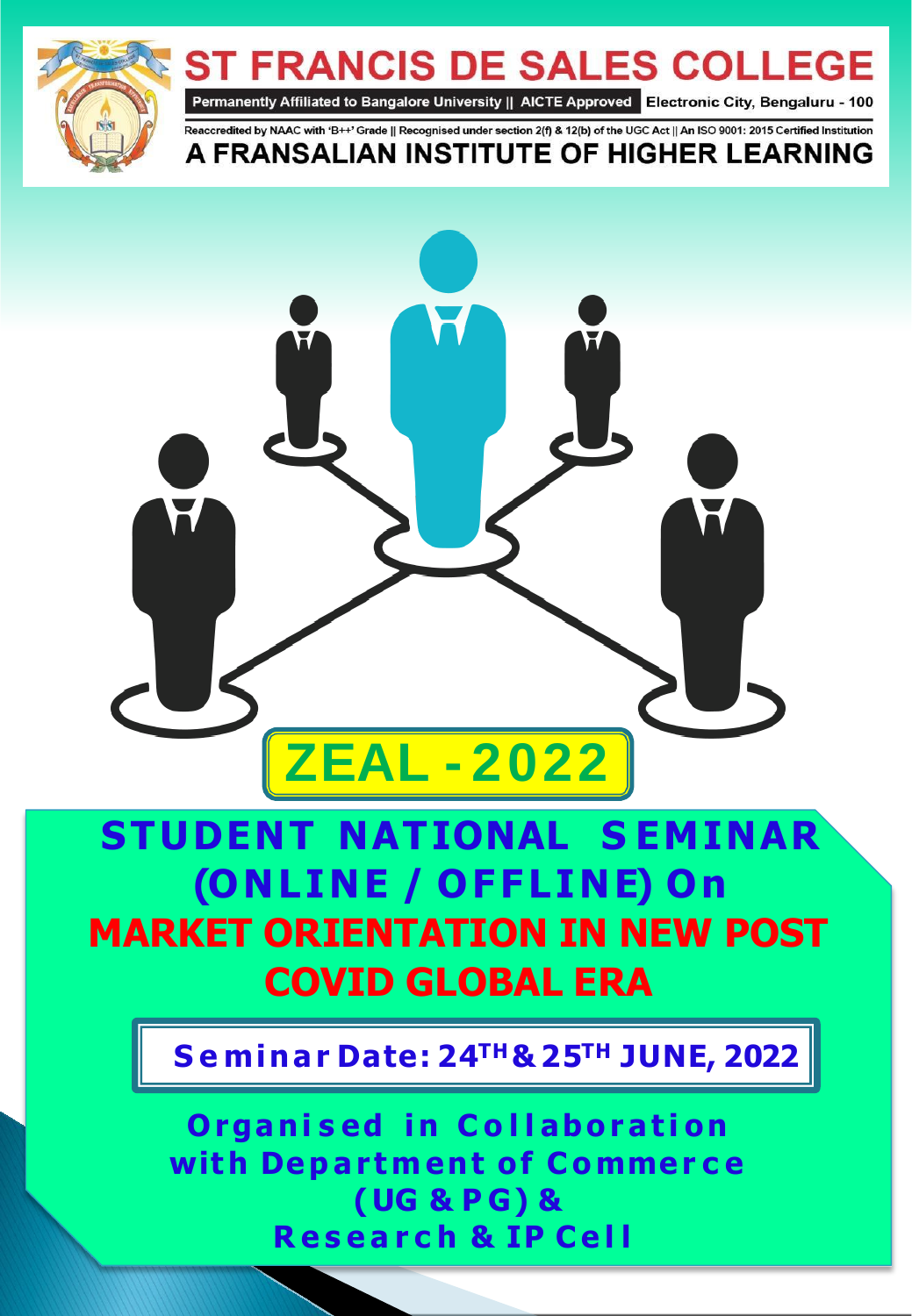# ST FRANCIS DE SALES COLLEGE

Permanently Affiliated to Bangalore University || AICTE Approved | Electronic City, Bengaluru - 100

Reaccredited by NAAC with 'B++' Grade || Recognised under section 2(f) & 12(b) of the UGC Act || An ISO 9001: 2015 Certified Institution

**A FRANSALIAN INSTITUTE OF HIGHER LEARNING**

# ZEAL - 2022

## STUDENT NATIONAL SEMINAR (ONLINE / OFFLINE) On

## MARKET ORIENTATION IN NEW POST COVID GLOBAL ERA

**Seminar Date: 24TH & 25TH JUNE, 2022**

**Organised in Collaboration with Department of Commerce (UG & PG) & Research & IP Cell**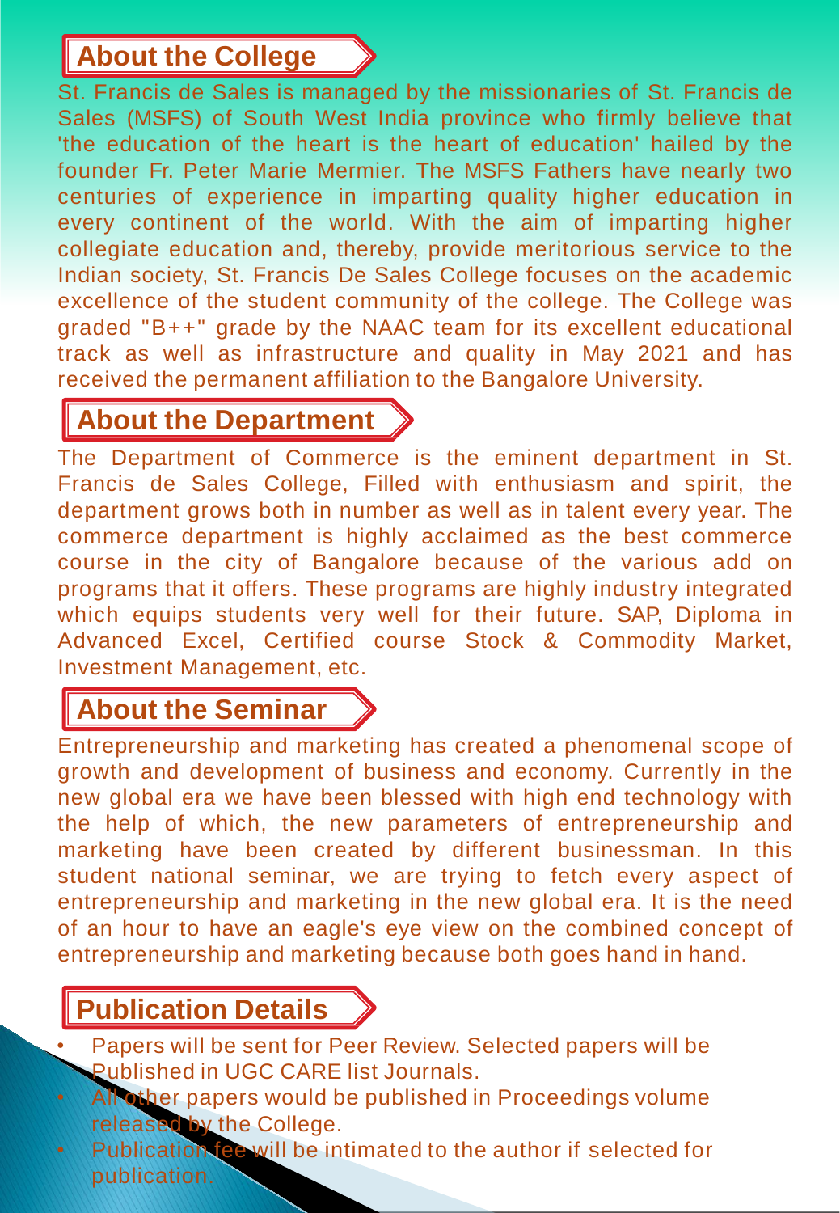## About the College

St. Francis de Sales is managed by the missionaries of St. Francis de Sales (MSFS) of South West India province who firmly believe that 'the education of the heart is the heart of education' hailed by the founder Fr. Peter Marie Mermier. The MSFS Fathers have nearly two centuries of experience in imparting quality higher education in every continent of the world. With the aim of imparting higher collegiate education and, thereby, provide meritorious service to the Indian society, St. Francis De Sales College focuses on the academic excellence of the student community of the college. The College was graded "B++" grade by the NAAC team for its excellent educational track as well as infrastructure and quality in May 2021 and has received the permanent affiliation to the Bangalore University.

## About the Department

The Department of Commerce is the eminent department in St. Francis de Sales College, Filled with enthusiasm and spirit, the department grows both in number as well as in talent every year. The commerce department is highly acclaimed as the best commerce course in the city of Bangalore because of the various add on programs that it offers. These programs are highly industry integrated which equips students very well for their future. SAP, Diploma in Advanced Excel, Certified course Stock & Commodity Market, Investment Management, etc.

## About the Seminar

Entrepreneurship and marketing has created a phenomenal scope of growth and development of business and economy. Currently in the new global era we have been blessed with high end technology with the help of which, the new parameters of entrepreneurship and marketing have been created by different businessman. In this student national seminar, we are trying to fetch every aspect of entrepreneurship and marketing in the new global era. It is the need of an hour to have an eagle's eye view on the combined concept of entrepreneurship and marketing because both goes hand in hand.

## Publication Details

- Papers will be sent for Peer Review. Selected papers will be Published in UGC CARE list Journals.
- All other papers would be published in Proceedings volume released by the College.
- Publication fee will be intimated to the author if selected for publication.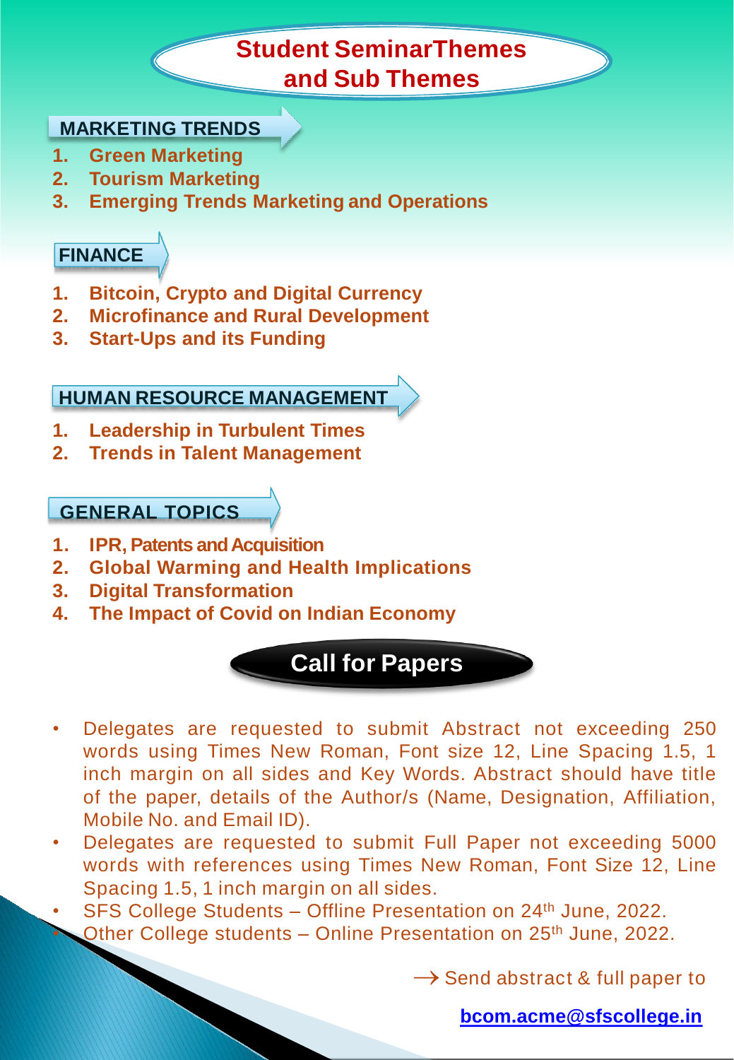# Student SeminarThemes and Sub Themes

## MARKETING TRENDS

1. **Green Marketing**
2. **Tourism Marketing**
3. **Emerging Trends Marketing and Operations**

## FINANCE

1. **Bitcoin, Crypto and Digital Currency**
2. **Microfinance and Rural Development**
3. **Start-Ups and its Funding**

## HUMAN RESOURCE MANAGEMENT

1. **Leadership in Turbulent Times**
2. **Trends in Talent Management**

## GENERAL TOPICS

1. **IPR, Patents and Acquisition**
2. **Global Warming and Health Implications**
3. **Digital Transformation**
4. **The Impact of Covid on Indian Economy**

## Call for Papers

- Delegates are requested to submit Abstract not exceeding 250 words using Times New Roman, Font size 12, Line Spacing 1.5, 1 inch margin on all sides and Key Words. Abstract should have title of the paper, details of the Author/s (Name, Designation, Affiliation, Mobile No. and Email ID).
- Delegates are requested to submit Full Paper not exceeding 5000 words with references using Times New Roman, Font Size 12, Line Spacing 1.5, 1 inch margin on all sides.
- SFS College Students – Offline Presentation on 24th June, 2022.
- Other College students – Online Presentation on 25th June, 2022.

→ Send abstract & full paper to

**bcom.acme@sfscollege.in**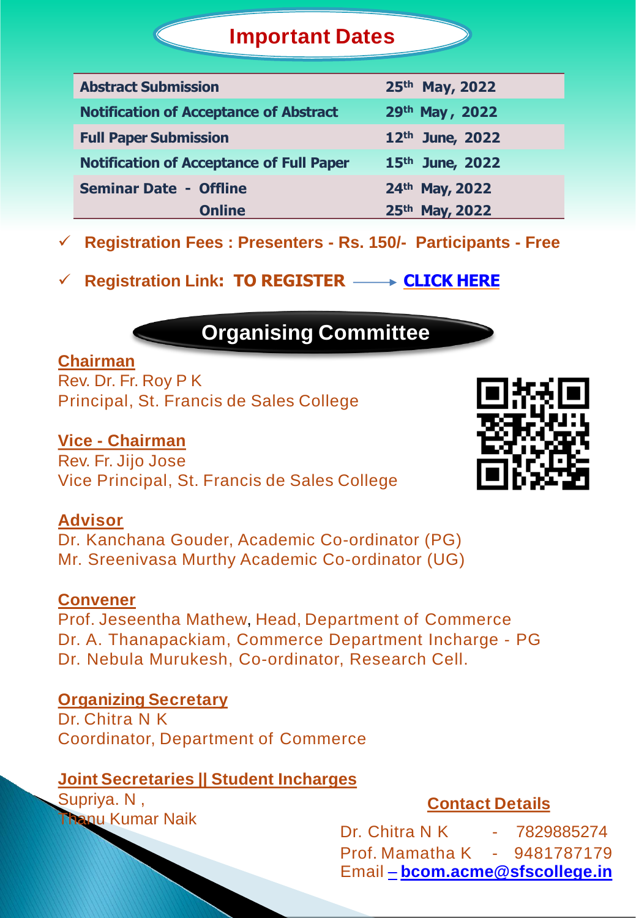## Important Dates

| | |
|---|---|
| **Abstract Submission** | **25th May, 2022** |
| **Notification of Acceptance of Abstract** | **29th May , 2022** |
| **Full Paper Submission** | **12th June, 2022** |
| **Notification of Acceptance of Full Paper** | **15th June, 2022** |
| **Seminar Date - Offline** | **24th May, 2022** |
| **Online** | **25th May, 2022** |

- ✓ **Registration Fees : Presenters - Rs. 150/- Participants - Free**
- ✓ **Registration Link: TO REGISTER ⟶ CLICK HERE**

## Organising Committee

**Chairman**
Rev. Dr. Fr. Roy P K
Principal, St. Francis de Sales College

**Vice - Chairman**
Rev. Fr. Jijo Jose
Vice Principal, St. Francis de Sales College

**Advisor**
Dr. Kanchana Gouder, Academic Co-ordinator (PG)
Mr. Sreenivasa Murthy Academic Co-ordinator (UG)

**Convener**
Prof. Jeseentha Mathew, Head, Department of Commerce
Dr. A. Thanapackiam, Commerce Department Incharge - PG
Dr. Nebula Murukesh, Co-ordinator, Research Cell.

**Organizing Secretary**
Dr. Chitra N K
Coordinator, Department of Commerce

**Joint Secretaries || Student Incharges**
Supriya. N ,
Thanu Kumar Naik

**Contact Details**

Dr. Chitra N K - 7829885274
Prof. Mamatha K - 9481787179
Email – **bcom.acme@sfscollege.in**